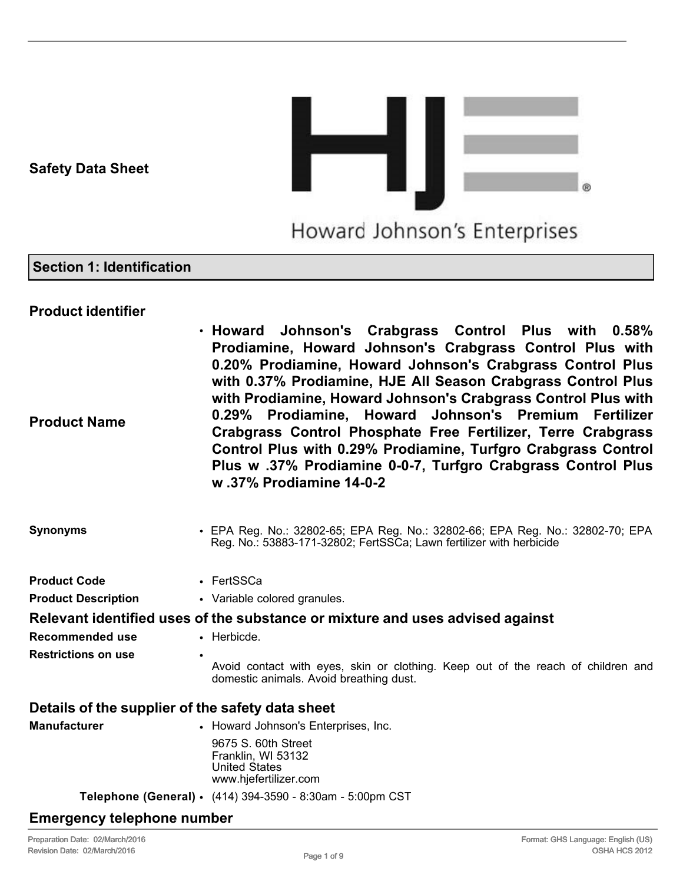**Safety Data Sheet**

Howard Johnson's Enterprises

## Section 1: Identification

### Product identifier

| | |
|---|---|
| **Product Name** | **Howard Johnson's Crabgrass Control Plus with 0.58% Prodiamine, Howard Johnson's Crabgrass Control Plus with 0.20% Prodiamine, Howard Johnson's Crabgrass Control Plus with 0.37% Prodiamine, HJE All Season Crabgrass Control Plus with Prodiamine, Howard Johnson's Crabgrass Control Plus with 0.29% Prodiamine, Howard Johnson's Premium Fertilizer Crabgrass Control Phosphate Free Fertilizer, Terre Crabgrass Control Plus with 0.29% Prodiamine, Turfgro Crabgrass Control Plus w .37% Prodiamine 0-0-7, Turfgro Crabgrass Control Plus w .37% Prodiamine 14-0-2** |
| **Synonyms** | EPA Reg. No.: 32802-65; EPA Reg. No.: 32802-66; EPA Reg. No.: 32802-70; EPA Reg. No.: 53883-171-32802; FertSSCa; Lawn fertilizer with herbicide |
| **Product Code** | FertSSCa |
| **Product Description** | Variable colored granules. |

### Relevant identified uses of the substance or mixture and uses advised against

| | |
|---|---|
| **Recommended use** | Herbicde. |
| **Restrictions on use** | Avoid contact with eyes, skin or clothing. Keep out of the reach of children and domestic animals. Avoid breathing dust. |

### Details of the supplier of the safety data sheet

| | |
|---|---|
| **Manufacturer** | Howard Johnson's Enterprises, Inc.<br>9675 S. 60th Street<br>Franklin, WI 53132<br>United States<br>www.hjefertilizer.com |
| **Telephone (General)** | (414) 394-3590 - 8:30am - 5:00pm CST |

### Emergency telephone number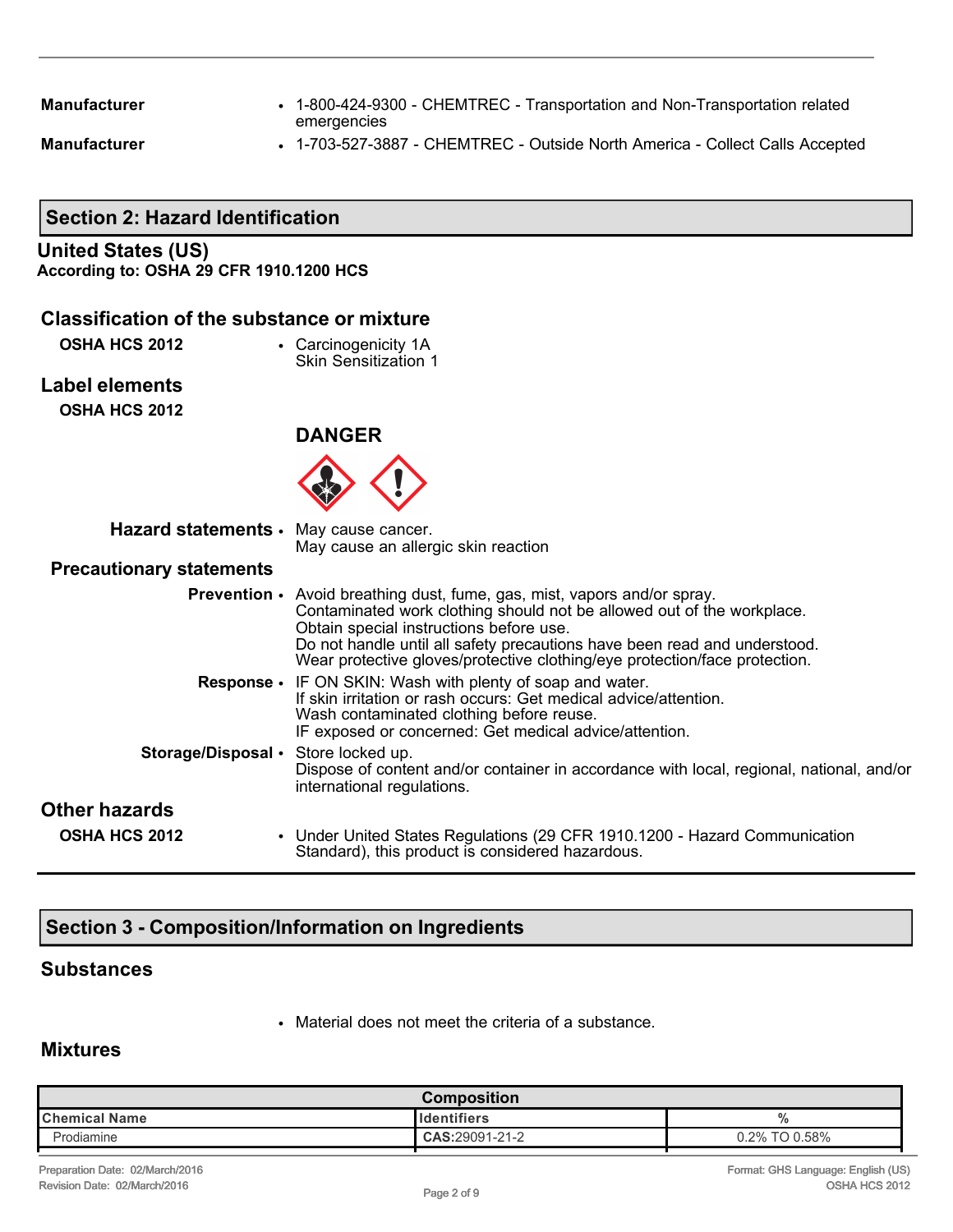| | |
|---|---|
| **Manufacturer** | • 1-800-424-9300 - CHEMTREC - Transportation and Non-Transportation related emergencies |
| **Manufacturer** | • 1-703-527-3887 - CHEMTREC - Outside North America - Collect Calls Accepted |

## Section 2: Hazard Identification

### United States (US)

**According to: OSHA 29 CFR 1910.1200 HCS**

### Classification of the substance or mixture

**OSHA HCS 2012**
- Carcinogenicity 1A
  Skin Sensitization 1

### Label elements

**OSHA HCS 2012**

**DANGER**

**Hazard statements**
- May cause cancer.
  May cause an allergic skin reaction

**Precautionary statements**

**Prevention**
- Avoid breathing dust, fume, gas, mist, vapors and/or spray.
  Contaminated work clothing should not be allowed out of the workplace.
  Obtain special instructions before use.
  Do not handle until all safety precautions have been read and understood.
  Wear protective gloves/protective clothing/eye protection/face protection.

**Response**
- IF ON SKIN: Wash with plenty of soap and water.
  If skin irritation or rash occurs: Get medical advice/attention.
  Wash contaminated clothing before reuse.
  IF exposed or concerned: Get medical advice/attention.

**Storage/Disposal**
- Store locked up.
  Dispose of content and/or container in accordance with local, regional, national, and/or international regulations.

### Other hazards

**OSHA HCS 2012**
- Under United States Regulations (29 CFR 1910.1200 - Hazard Communication Standard), this product is considered hazardous.

## Section 3 - Composition/Information on Ingredients

### Substances

- Material does not meet the criteria of a substance.

### Mixtures

| Composition | | |
|---|---|---|
| **Chemical Name** | **Identifiers** | **%** |
| Prodiamine | **CAS**:29091-21-2 | 0.2% TO 0.58% |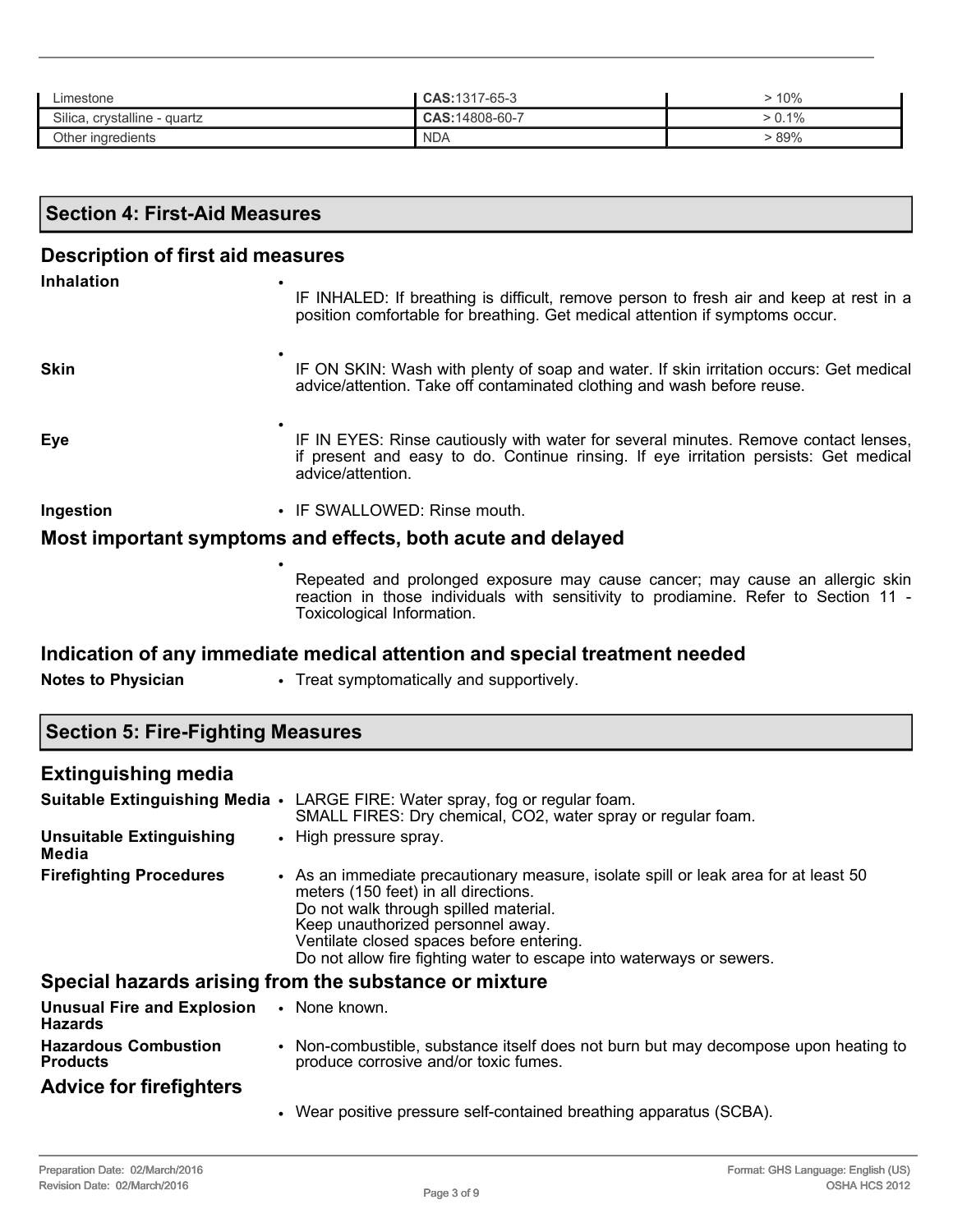| Limestone | **CAS:**1317-65-3 | > 10% |
|---|---|---|
| Silica, crystalline - quartz | **CAS:**14808-60-7 | > 0.1% |
| Other ingredients | NDA | > 89% |

## Section 4: First-Aid Measures

### Description of first aid measures

**Inhalation**
- IF INHALED: If breathing is difficult, remove person to fresh air and keep at rest in a position comfortable for breathing. Get medical attention if symptoms occur.

**Skin**
- IF ON SKIN: Wash with plenty of soap and water. If skin irritation occurs: Get medical advice/attention. Take off contaminated clothing and wash before reuse.

**Eye**
- IF IN EYES: Rinse cautiously with water for several minutes. Remove contact lenses, if present and easy to do. Continue rinsing. If eye irritation persists: Get medical advice/attention.

**Ingestion**
- IF SWALLOWED: Rinse mouth.

### Most important symptoms and effects, both acute and delayed

- Repeated and prolonged exposure may cause cancer; may cause an allergic skin reaction in those individuals with sensitivity to prodiamine. Refer to Section 11 - Toxicological Information.

### Indication of any immediate medical attention and special treatment needed

**Notes to Physician**
- Treat symptomatically and supportively.

## Section 5: Fire-Fighting Measures

### Extinguishing media

**Suitable Extinguishing Media**
- LARGE FIRE: Water spray, fog or regular foam.
  SMALL FIRES: Dry chemical, $CO_2$, water spray or regular foam.

**Unsuitable Extinguishing Media**
- High pressure spray.

**Firefighting Procedures**
- As an immediate precautionary measure, isolate spill or leak area for at least 50 meters (150 feet) in all directions.
  Do not walk through spilled material.
  Keep unauthorized personnel away.
  Ventilate closed spaces before entering.
  Do not allow fire fighting water to escape into waterways or sewers.

### Special hazards arising from the substance or mixture

**Unusual Fire and Explosion Hazards**
- None known.

**Hazardous Combustion Products**
- Non-combustible, substance itself does not burn but may decompose upon heating to produce corrosive and/or toxic fumes.

### Advice for firefighters

- Wear positive pressure self-contained breathing apparatus (SCBA).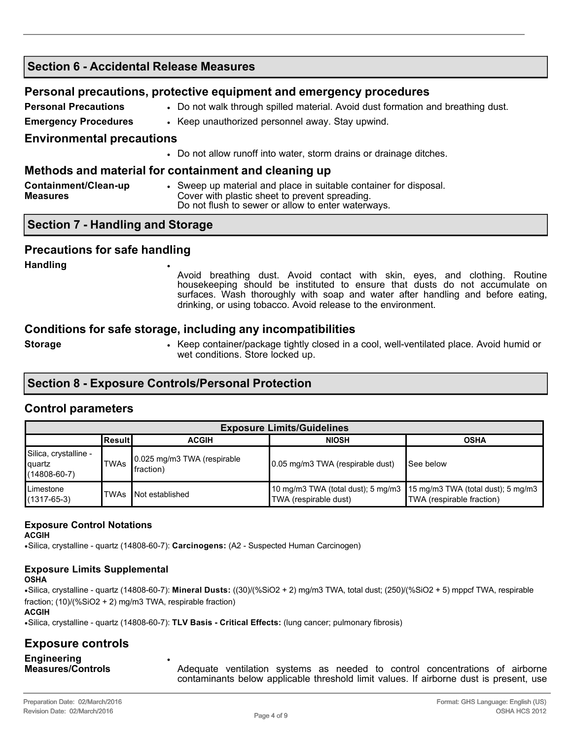## Section 6 - Accidental Release Measures

### Personal precautions, protective equipment and emergency procedures

**Personal Precautions**
- Do not walk through spilled material. Avoid dust formation and breathing dust.

**Emergency Procedures**
- Keep unauthorized personnel away. Stay upwind.

### Environmental precautions

- Do not allow runoff into water, storm drains or drainage ditches.

### Methods and material for containment and cleaning up

**Containment/Clean-up Measures**
- Sweep up material and place in suitable container for disposal. Cover with plastic sheet to prevent spreading. Do not flush to sewer or allow to enter waterways.

## Section 7 - Handling and Storage

### Precautions for safe handling

**Handling**
- Avoid breathing dust. Avoid contact with skin, eyes, and clothing. Routine housekeeping should be instituted to ensure that dusts do not accumulate on surfaces. Wash thoroughly with soap and water after handling and before eating, drinking, or using tobacco. Avoid release to the environment.

### Conditions for safe storage, including any incompatibilities

**Storage**
- Keep container/package tightly closed in a cool, well-ventilated place. Avoid humid or wet conditions. Store locked up.

## Section 8 - Exposure Controls/Personal Protection

### Control parameters

| Exposure Limits/Guidelines | | | | |
|---|---|---|---|---|
| | Result | ACGIH | NIOSH | OSHA |
| Silica, crystalline - quartz (14808-60-7) | TWAs | 0.025 mg/m3 TWA (respirable fraction) | 0.05 mg/m3 TWA (respirable dust) | See below |
| Limestone (1317-65-3) | TWAs | Not established | 10 mg/m3 TWA (total dust); 5 mg/m3 TWA (respirable dust) | 15 mg/m3 TWA (total dust); 5 mg/m3 TWA (respirable fraction) |

#### Exposure Control Notations

**ACGIH**
- Silica, crystalline - quartz (14808-60-7): **Carcinogens:** (A2 - Suspected Human Carcinogen)

#### Exposure Limits Supplemental

**OSHA**
- Silica, crystalline - quartz (14808-60-7): **Mineral Dusts:** ((30)/(%$SiO_2$ + 2) mg/m3 TWA, total dust; (250)/(%$SiO_2$ + 5) mppcf TWA, respirable fraction; (10)/(%$SiO_2$ + 2) mg/m3 TWA, respirable fraction)

**ACGIH**
- Silica, crystalline - quartz (14808-60-7): **TLV Basis - Critical Effects:** (lung cancer; pulmonary fibrosis)

### Exposure controls

**Engineering Measures/Controls**
- Adequate ventilation systems as needed to control concentrations of airborne contaminants below applicable threshold limit values. If airborne dust is present, use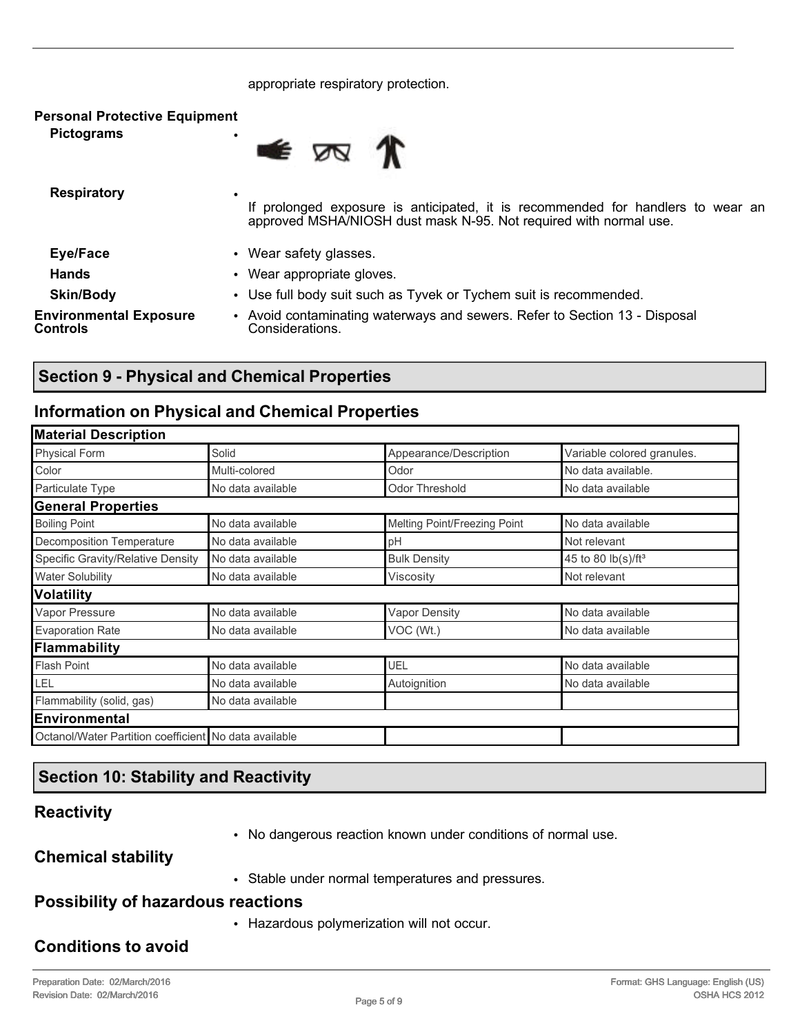appropriate respiratory protection.

**Personal Protective Equipment**

**Pictograms**

**Respiratory**
- If prolonged exposure is anticipated, it is recommended for handlers to wear an approved MSHA/NIOSH dust mask N-95. Not required with normal use.

**Eye/Face**
- Wear safety glasses.

**Hands**
- Wear appropriate gloves.

**Skin/Body**
- Use full body suit such as Tyvek or Tychem suit is recommended.

**Environmental Exposure Controls**
- Avoid contaminating waterways and sewers. Refer to Section 13 - Disposal Considerations.

## Section 9 - Physical and Chemical Properties

### Information on Physical and Chemical Properties

| **Material Description** | | | |
|---|---|---|---|
| Physical Form | Solid | Appearance/Description | Variable colored granules. |
| Color | Multi-colored | Odor | No data available. |
| Particulate Type | No data available | Odor Threshold | No data available |
| **General Properties** | | | |
| Boiling Point | No data available | Melting Point/Freezing Point | No data available |
| Decomposition Temperature | No data available | pH | Not relevant |
| Specific Gravity/Relative Density | No data available | Bulk Density | 45 to 80 lb(s)/ft³ |
| Water Solubility | No data available | Viscosity | Not relevant |
| **Volatility** | | | |
| Vapor Pressure | No data available | Vapor Density | No data available |
| Evaporation Rate | No data available | VOC (Wt.) | No data available |
| **Flammability** | | | |
| Flash Point | No data available | UEL | No data available |
| LEL | No data available | Autoignition | No data available |
| Flammability (solid, gas) | No data available | | |
| **Environmental** | | | |
| Octanol/Water Partition coefficient | No data available | | |

## Section 10: Stability and Reactivity

### Reactivity

- No dangerous reaction known under conditions of normal use.

### Chemical stability

- Stable under normal temperatures and pressures.

### Possibility of hazardous reactions

- Hazardous polymerization will not occur.

### Conditions to avoid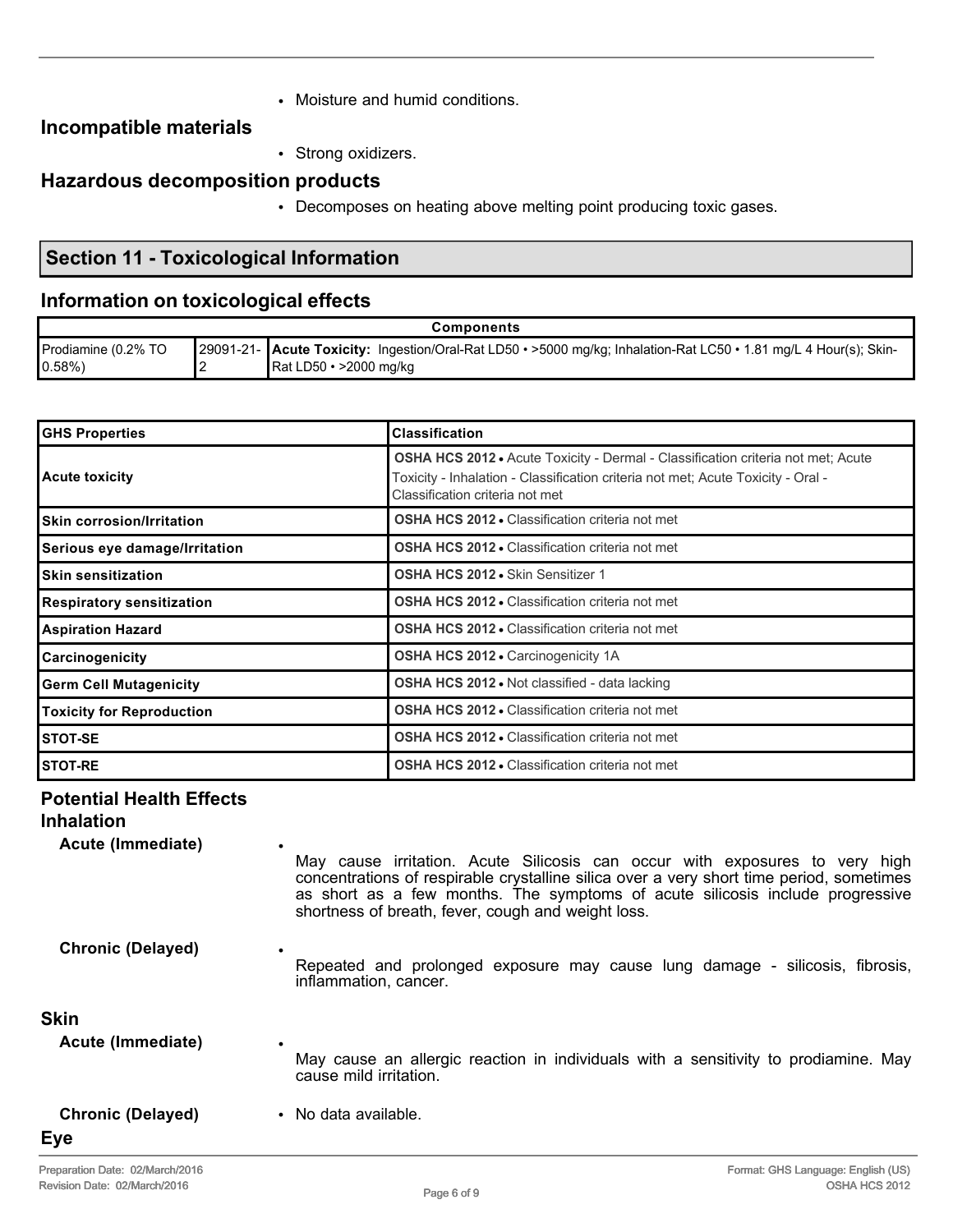- Moisture and humid conditions.

## Incompatible materials

- Strong oxidizers.

## Hazardous decomposition products

- Decomposes on heating above melting point producing toxic gases.

# Section 11 - Toxicological Information

## Information on toxicological effects

| Components | | |
|---|---|---|
| Prodiamine (0.2% TO 0.58%) | 29091-21-2 | **Acute Toxicity:** Ingestion/Oral-Rat LD50 • >5000 mg/kg; Inhalation-Rat LC50 • 1.81 mg/L 4 Hour(s); Skin-Rat LD50 • >2000 mg/kg |

| GHS Properties | Classification |
|---|---|
| Acute toxicity | **OSHA HCS 2012** • Acute Toxicity - Dermal - Classification criteria not met; Acute Toxicity - Inhalation - Classification criteria not met; Acute Toxicity - Oral - Classification criteria not met |
| Skin corrosion/Irritation | **OSHA HCS 2012** • Classification criteria not met |
| Serious eye damage/Irritation | **OSHA HCS 2012** • Classification criteria not met |
| Skin sensitization | **OSHA HCS 2012** • Skin Sensitizer 1 |
| Respiratory sensitization | **OSHA HCS 2012** • Classification criteria not met |
| Aspiration Hazard | **OSHA HCS 2012** • Classification criteria not met |
| Carcinogenicity | **OSHA HCS 2012** • Carcinogenicity 1A |
| Germ Cell Mutagenicity | **OSHA HCS 2012** • Not classified - data lacking |
| Toxicity for Reproduction | **OSHA HCS 2012** • Classification criteria not met |
| STOT-SE | **OSHA HCS 2012** • Classification criteria not met |
| STOT-RE | **OSHA HCS 2012** • Classification criteria not met |

## Potential Health Effects

### Inhalation

**Acute (Immediate)**

- May cause irritation. Acute Silicosis can occur with exposures to very high concentrations of respirable crystalline silica over a very short time period, sometimes as short as a few months. The symptoms of acute silicosis include progressive shortness of breath, fever, cough and weight loss.

**Chronic (Delayed)**

- Repeated and prolonged exposure may cause lung damage - silicosis, fibrosis, inflammation, cancer.

### Skin

**Acute (Immediate)**

- May cause an allergic reaction in individuals with a sensitivity to prodiamine. May cause mild irritation.

**Chronic (Delayed)**

- No data available.

### Eye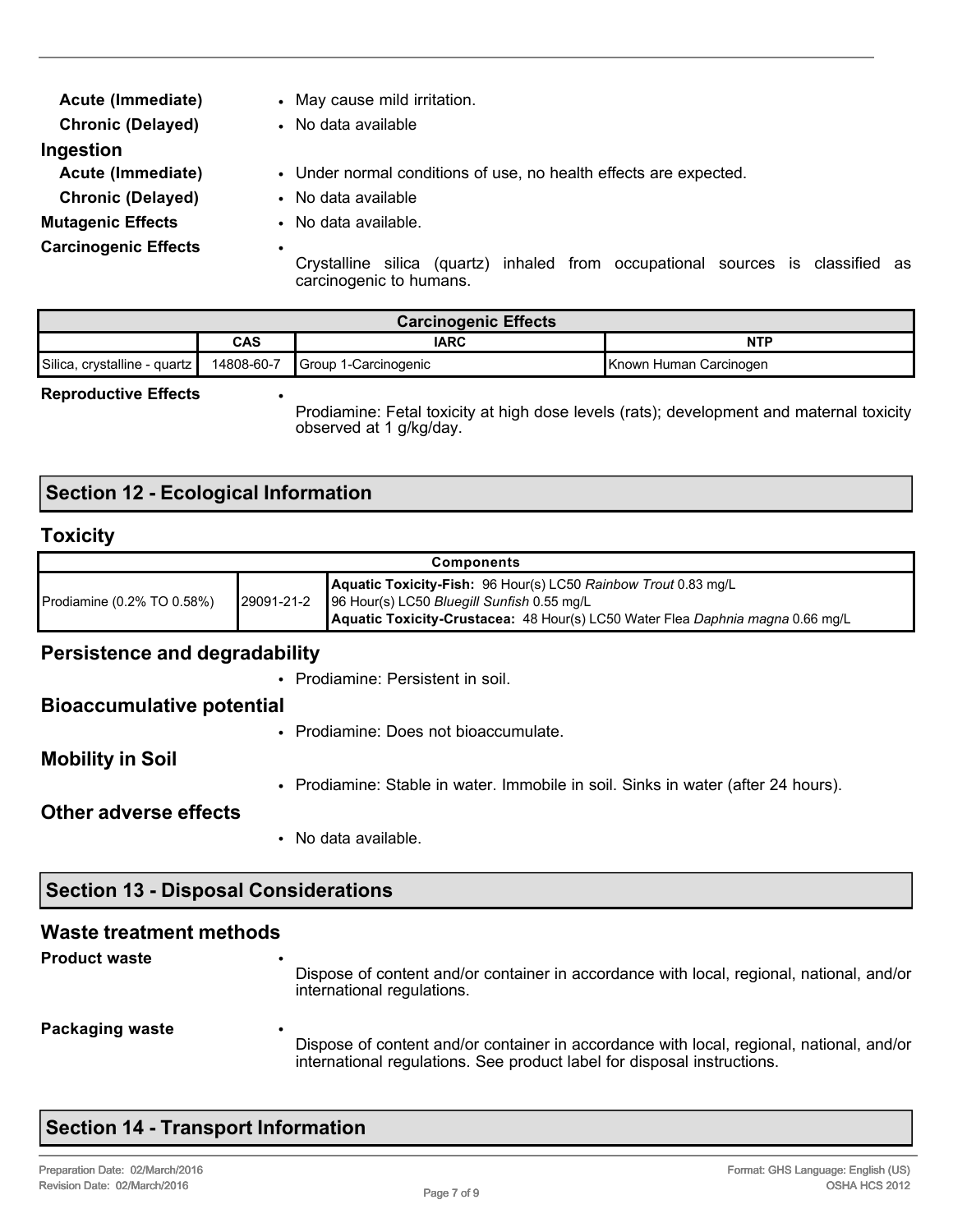**Acute (Immediate)**
- May cause mild irritation.

**Chronic (Delayed)**
- No data available

### Ingestion

**Acute (Immediate)**
- Under normal conditions of use, no health effects are expected.

**Chronic (Delayed)**
- No data available

**Mutagenic Effects**
- No data available.

**Carcinogenic Effects**
- Crystalline silica (quartz) inhaled from occupational sources is classified as carcinogenic to humans.

| Carcinogenic Effects | | | |
|---|---|---|---|
| | CAS | IARC | NTP |
| Silica, crystalline - quartz | 14808-60-7 | Group 1-Carcinogenic | Known Human Carcinogen |

**Reproductive Effects**
- Prodiamine: Fetal toxicity at high dose levels (rats); development and maternal toxicity observed at 1 g/kg/day.

## Section 12 - Ecological Information

### Toxicity

| Components | | |
|---|---|---|
| Prodiamine (0.2% TO 0.58%) | 29091-21-2 | **Aquatic Toxicity-Fish:** 96 Hour(s) LC50 *Rainbow Trout* 0.83 mg/L<br>96 Hour(s) LC50 *Bluegill Sunfish* 0.55 mg/L<br>**Aquatic Toxicity-Crustacea:** 48 Hour(s) LC50 Water Flea *Daphnia magna* 0.66 mg/L |

### Persistence and degradability

- Prodiamine: Persistent in soil.

### Bioaccumulative potential

- Prodiamine: Does not bioaccumulate.

### Mobility in Soil

- Prodiamine: Stable in water. Immobile in soil. Sinks in water (after 24 hours).

### Other adverse effects

- No data available.

## Section 13 - Disposal Considerations

### Waste treatment methods

**Product waste**
- Dispose of content and/or container in accordance with local, regional, national, and/or international regulations.

**Packaging waste**
- Dispose of content and/or container in accordance with local, regional, national, and/or international regulations. See product label for disposal instructions.

## Section 14 - Transport Information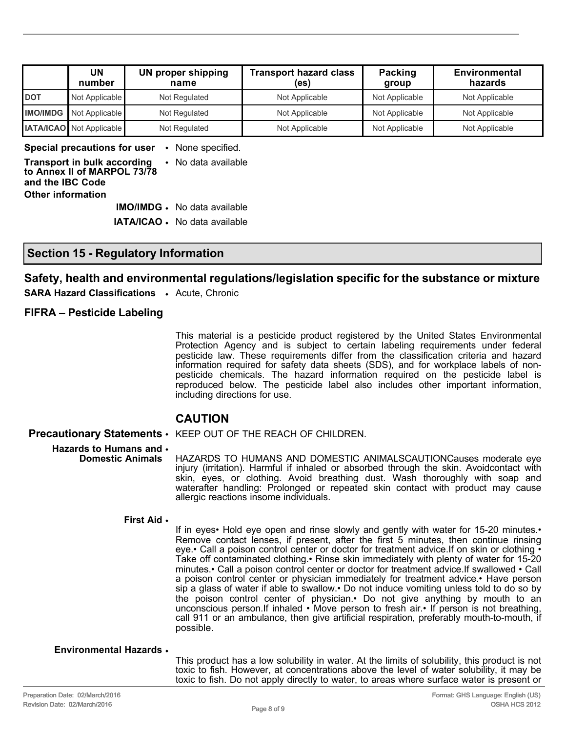| | UN number | UN proper shipping name | Transport hazard class (es) | Packing group | Environmental hazards |
|---|---|---|---|---|---|
| DOT | Not Applicable | Not Regulated | Not Applicable | Not Applicable | Not Applicable |
| IMO/IMDG | Not Applicable | Not Regulated | Not Applicable | Not Applicable | Not Applicable |
| IATA/ICAO | Not Applicable | Not Regulated | Not Applicable | Not Applicable | Not Applicable |

**Special precautions for user** • None specified.

**Transport in bulk according to Annex II of MARPOL 73/78 and the IBC Code** • No data available

**Other information**

**IMO/IMDG** • No data available

**IATA/ICAO** • No data available

## Section 15 - Regulatory Information

### Safety, health and environmental regulations/legislation specific for the substance or mixture

**SARA Hazard Classifications** • Acute, Chronic

### FIFRA – Pesticide Labeling

This material is a pesticide product registered by the United States Environmental Protection Agency and is subject to certain labeling requirements under federal pesticide law. These requirements differ from the classification criteria and hazard information required for safety data sheets (SDS), and for workplace labels of non-pesticide chemicals. The hazard information required on the pesticide label is reproduced below. The pesticide label also includes other important information, including directions for use.

### CAUTION

**Precautionary Statements** • KEEP OUT OF THE REACH OF CHILDREN.

**Hazards to Humans and Domestic Animals** • HAZARDS TO HUMANS AND DOMESTIC ANIMALSCAUTIONCauses moderate eye injury (irritation). Harmful if inhaled or absorbed through the skin. Avoidcontact with skin, eyes, or clothing. Avoid breathing dust. Wash thoroughly with soap and waterafter handling: Prolonged or repeated skin contact with product may cause allergic reactions insome individuals.

**First Aid** • If in eyes• Hold eye open and rinse slowly and gently with water for 15-20 minutes.• Remove contact lenses, if present, after the first 5 minutes, then continue rinsing eye.• Call a poison control center or doctor for treatment advice.If on skin or clothing • Take off contaminated clothing.• Rinse skin immediately with plenty of water for 15-20 minutes.• Call a poison control center or doctor for treatment advice.If swallowed • Call a poison control center or physician immediately for treatment advice.• Have person sip a glass of water if able to swallow.• Do not induce vomiting unless told to do so by the poison control center of physician.• Do not give anything by mouth to an unconscious person.If inhaled • Move person to fresh air.• If person is not breathing, call 911 or an ambulance, then give artificial respiration, preferably mouth-to-mouth, if possible.

**Environmental Hazards** • This product has a low solubility in water. At the limits of solubility, this product is not toxic to fish. However, at concentrations above the level of water solubility, it may be toxic to fish. Do not apply directly to water, to areas where surface water is present or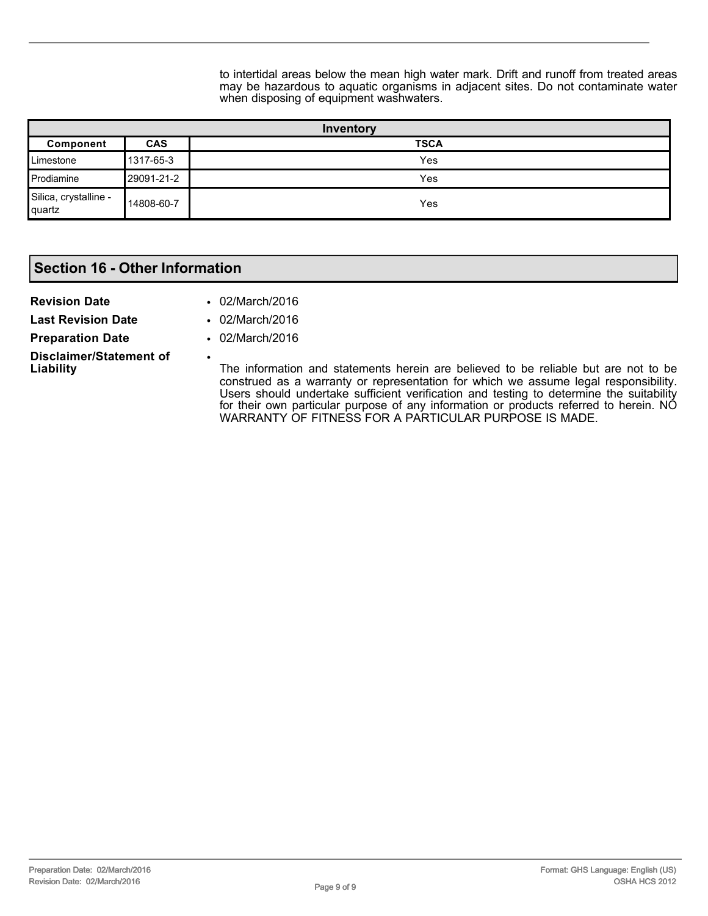to intertidal areas below the mean high water mark. Drift and runoff from treated areas may be hazardous to aquatic organisms in adjacent sites. Do not contaminate water when disposing of equipment washwaters.

| Inventory | | |
|---|---|---|
| **Component** | **CAS** | **TSCA** |
| Limestone | 1317-65-3 | Yes |
| Prodiamine | 29091-21-2 | Yes |
| Silica, crystalline - quartz | 14808-60-7 | Yes |

## Section 16 - Other Information

**Revision Date**
- 02/March/2016

**Last Revision Date**
- 02/March/2016

**Preparation Date**
- 02/March/2016

**Disclaimer/Statement of Liability**
- The information and statements herein are believed to be reliable but are not to be construed as a warranty or representation for which we assume legal responsibility. Users should undertake sufficient verification and testing to determine the suitability for their own particular purpose of any information or products referred to herein. NO WARRANTY OF FITNESS FOR A PARTICULAR PURPOSE IS MADE.